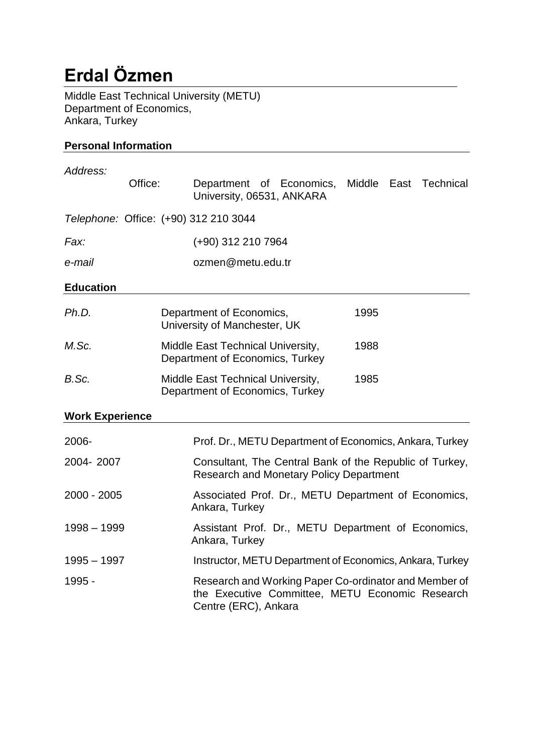# Erdal Özmen

Middle East Technical University (METU)
Department of Economics,
Ankara, Turkey

## Personal Information

*Address:*

| | |
|---|---|
| Office: | Department of Economics, Middle East Technical University, 06531, ANKARA |

*Telephone:* Office: (+90) 312 210 3044

*Fax:* (+90) 312 210 7964

*e-mail* ozmen@metu.edu.tr

## Education

| | | |
|---|---|---|
| *Ph.D.* | Department of Economics, University of Manchester, UK | 1995 |
| *M.Sc.* | Middle East Technical University, Department of Economics, Turkey | 1988 |
| *B.Sc.* | Middle East Technical University, Department of Economics, Turkey | 1985 |

## Work Experience

| | |
|---|---|
| 2006- | Prof. Dr., METU Department of Economics, Ankara, Turkey |
| 2004- 2007 | Consultant, The Central Bank of the Republic of Turkey, Research and Monetary Policy Department |
| 2000 - 2005 | Associated Prof. Dr., METU Department of Economics, Ankara, Turkey |
| 1998 – 1999 | Assistant Prof. Dr., METU Department of Economics, Ankara, Turkey |
| 1995 – 1997 | Instructor, METU Department of Economics, Ankara, Turkey |
| 1995 - | Research and Working Paper Co-ordinator and Member of the Executive Committee, METU Economic Research Centre (ERC), Ankara |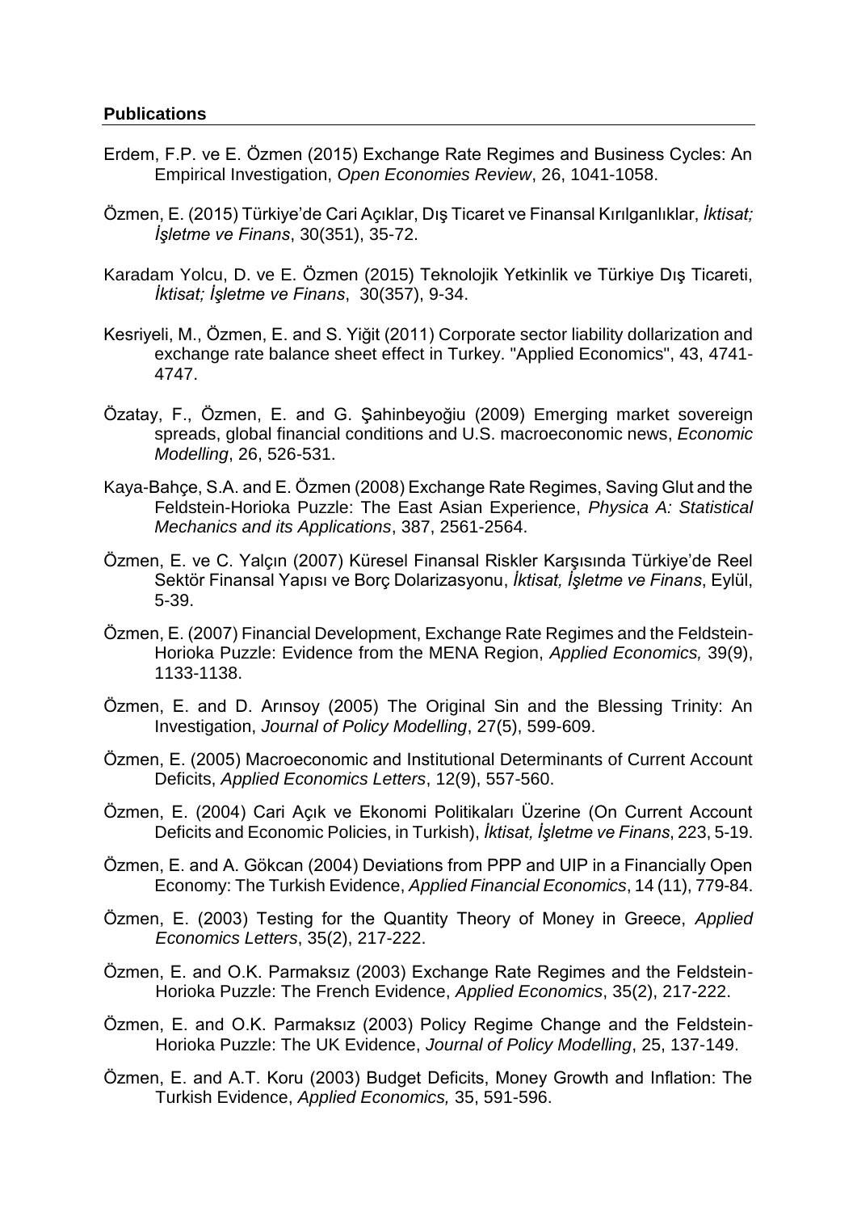**Publications**

Erdem, F.P. ve E. Özmen (2015) Exchange Rate Regimes and Business Cycles: An Empirical Investigation, *Open Economies Review*, 26, 1041-1058.

Özmen, E. (2015) Türkiye'de Cari Açıklar, Dış Ticaret ve Finansal Kırılganlıklar, *İktisat; İşletme ve Finans*, 30(351), 35-72.

Karadam Yolcu, D. ve E. Özmen (2015) Teknolojik Yetkinlik ve Türkiye Dış Ticareti, *İktisat; İşletme ve Finans*, 30(357), 9-34.

Kesriyeli, M., Özmen, E. and S. Yiğit (2011) Corporate sector liability dollarization and exchange rate balance sheet effect in Turkey. "Applied Economics", 43, 4741-4747.

Özatay, F., Özmen, E. and G. Şahinbeyoğiu (2009) Emerging market sovereign spreads, global financial conditions and U.S. macroeconomic news, *Economic Modelling*, 26, 526-531.

Kaya-Bahçe, S.A. and E. Özmen (2008) Exchange Rate Regimes, Saving Glut and the Feldstein-Horioka Puzzle: The East Asian Experience, *Physica A: Statistical Mechanics and its Applications*, 387, 2561-2564.

Özmen, E. ve C. Yalçın (2007) Küresel Finansal Riskler Karşısında Türkiye'de Reel Sektör Finansal Yapısı ve Borç Dolarizasyonu, *İktisat, İşletme ve Finans*, Eylül, 5-39.

Özmen, E. (2007) Financial Development, Exchange Rate Regimes and the Feldstein-Horioka Puzzle: Evidence from the MENA Region, *Applied Economics,* 39(9), 1133-1138.

Özmen, E. and D. Arınsoy (2005) The Original Sin and the Blessing Trinity: An Investigation, *Journal of Policy Modelling*, 27(5), 599-609.

Özmen, E. (2005) Macroeconomic and Institutional Determinants of Current Account Deficits, *Applied Economics Letters*, 12(9), 557-560.

Özmen, E. (2004) Cari Açık ve Ekonomi Politikaları Üzerine (On Current Account Deficits and Economic Policies, in Turkish), *İktisat, İşletme ve Finans*, 223, 5-19.

Özmen, E. and A. Gökcan (2004) Deviations from PPP and UIP in a Financially Open Economy: The Turkish Evidence, *Applied Financial Economics*, 14 (11), 779-84.

Özmen, E. (2003) Testing for the Quantity Theory of Money in Greece, *Applied Economics Letters*, 35(2), 217-222.

Özmen, E. and O.K. Parmaksız (2003) Exchange Rate Regimes and the Feldstein-Horioka Puzzle: The French Evidence, *Applied Economics*, 35(2), 217-222.

Özmen, E. and O.K. Parmaksız (2003) Policy Regime Change and the Feldstein-Horioka Puzzle: The UK Evidence, *Journal of Policy Modelling*, 25, 137-149.

Özmen, E. and A.T. Koru (2003) Budget Deficits, Money Growth and Inflation: The Turkish Evidence, *Applied Economics,* 35, 591-596.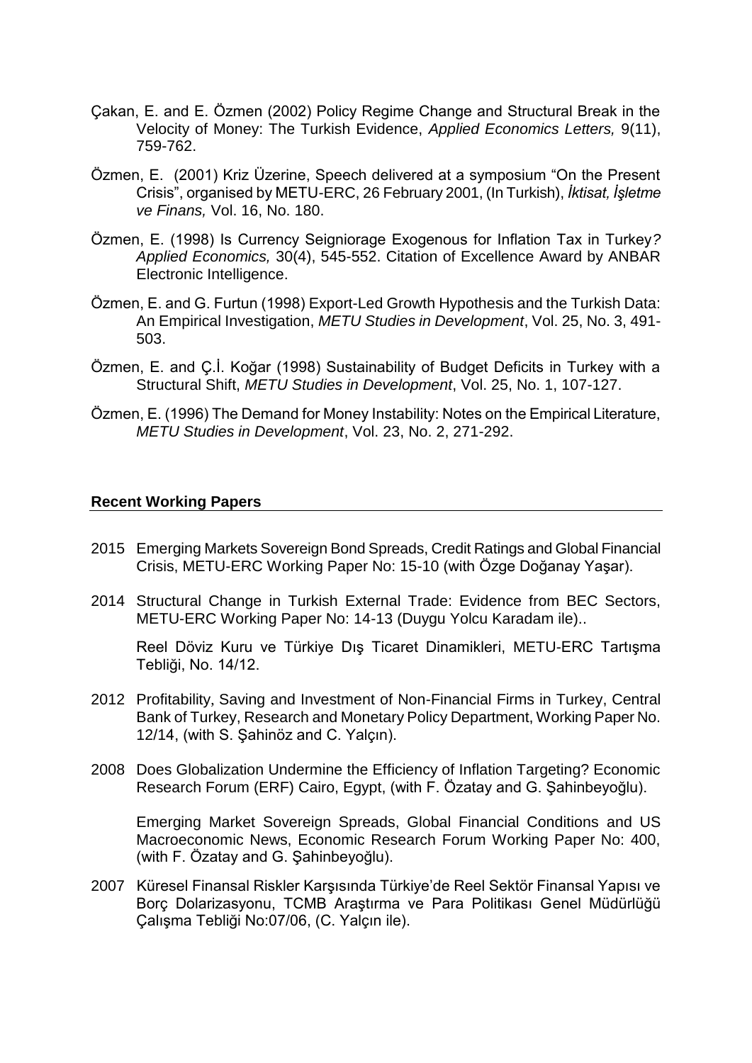Çakan, E. and E. Özmen (2002) Policy Regime Change and Structural Break in the Velocity of Money: The Turkish Evidence, *Applied Economics Letters,* 9(11), 759-762.

Özmen, E. (2001) Kriz Üzerine, Speech delivered at a symposium "On the Present Crisis", organised by METU-ERC, 26 February 2001, (In Turkish), *İktisat, İşletme ve Finans,* Vol. 16, No. 180.

Özmen, E. (1998) Is Currency Seigniorage Exogenous for Inflation Tax in Turkey*? Applied Economics,* 30(4), 545-552. Citation of Excellence Award by ANBAR Electronic Intelligence.

Özmen, E. and G. Furtun (1998) Export-Led Growth Hypothesis and the Turkish Data: An Empirical Investigation, *METU Studies in Development*, Vol. 25, No. 3, 491-503.

Özmen, E. and Ç.İ. Koğar (1998) Sustainability of Budget Deficits in Turkey with a Structural Shift, *METU Studies in Development*, Vol. 25, No. 1, 107-127.

Özmen, E. (1996) The Demand for Money Instability: Notes on the Empirical Literature, *METU Studies in Development*, Vol. 23, No. 2, 271-292.

## Recent Working Papers

2015 Emerging Markets Sovereign Bond Spreads, Credit Ratings and Global Financial Crisis, METU-ERC Working Paper No: 15-10 (with Özge Doğanay Yaşar).

2014 Structural Change in Turkish External Trade: Evidence from BEC Sectors, METU-ERC Working Paper No: 14-13 (Duygu Yolcu Karadam ile)..

Reel Döviz Kuru ve Türkiye Dış Ticaret Dinamikleri, METU-ERC Tartışma Tebliği, No. 14/12.

2012 Profitability, Saving and Investment of Non-Financial Firms in Turkey, Central Bank of Turkey, Research and Monetary Policy Department, Working Paper No. 12/14, (with S. Şahinöz and C. Yalçın).

2008 Does Globalization Undermine the Efficiency of Inflation Targeting? Economic Research Forum (ERF) Cairo, Egypt, (with F. Özatay and G. Şahinbeyoğlu).

Emerging Market Sovereign Spreads, Global Financial Conditions and US Macroeconomic News, Economic Research Forum Working Paper No: 400, (with F. Özatay and G. Şahinbeyoğlu).

2007 Küresel Finansal Riskler Karşısında Türkiye'de Reel Sektör Finansal Yapısı ve Borç Dolarizasyonu, TCMB Araştırma ve Para Politikası Genel Müdürlüğü Çalışma Tebliği No:07/06, (C. Yalçın ile).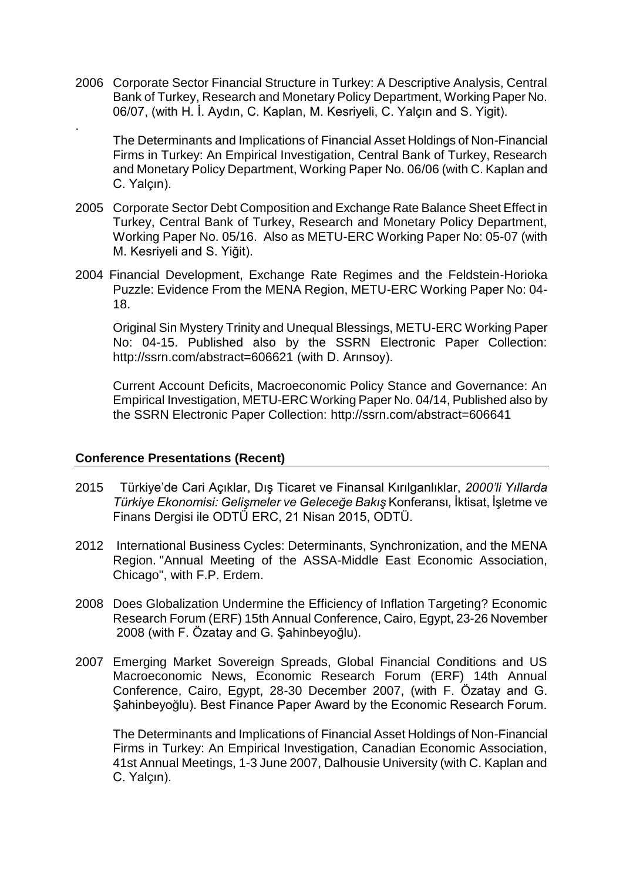2006 Corporate Sector Financial Structure in Turkey: A Descriptive Analysis, Central Bank of Turkey, Research and Monetary Policy Department, Working Paper No. 06/07, (with H. İ. Aydın, C. Kaplan, M. Kesriyeli, C. Yalçın and S. Yigit).

.

The Determinants and Implications of Financial Asset Holdings of Non-Financial Firms in Turkey: An Empirical Investigation, Central Bank of Turkey, Research and Monetary Policy Department, Working Paper No. 06/06 (with C. Kaplan and C. Yalçın).

2005 Corporate Sector Debt Composition and Exchange Rate Balance Sheet Effect in Turkey, Central Bank of Turkey, Research and Monetary Policy Department, Working Paper No. 05/16. Also as METU-ERC Working Paper No: 05-07 (with M. Kesriyeli and S. Yiğit).

2004 Financial Development, Exchange Rate Regimes and the Feldstein-Horioka Puzzle: Evidence From the MENA Region, METU-ERC Working Paper No: 04-18.

Original Sin Mystery Trinity and Unequal Blessings, METU-ERC Working Paper No: 04-15. Published also by the SSRN Electronic Paper Collection: http://ssrn.com/abstract=606621 (with D. Arınsoy).

Current Account Deficits, Macroeconomic Policy Stance and Governance: An Empirical Investigation, METU-ERC Working Paper No. 04/14, Published also by the SSRN Electronic Paper Collection: http://ssrn.com/abstract=606641

## Conference Presentations (Recent)

2015 Türkiye'de Cari Açıklar, Dış Ticaret ve Finansal Kırılganlıklar, *2000'li Yıllarda Türkiye Ekonomisi: Gelişmeler ve Geleceğe Bakış* Konferansı, İktisat, İşletme ve Finans Dergisi ile ODTÜ ERC, 21 Nisan 2015, ODTÜ.

2012 International Business Cycles: Determinants, Synchronization, and the MENA Region. "Annual Meeting of the ASSA-Middle East Economic Association, Chicago", with F.P. Erdem.

2008 Does Globalization Undermine the Efficiency of Inflation Targeting? Economic Research Forum (ERF) 15th Annual Conference, Cairo, Egypt, 23-26 November 2008 (with F. Özatay and G. Şahinbeyoğlu).

2007 Emerging Market Sovereign Spreads, Global Financial Conditions and US Macroeconomic News, Economic Research Forum (ERF) 14th Annual Conference, Cairo, Egypt, 28-30 December 2007, (with F. Özatay and G. Şahinbeyoğlu). Best Finance Paper Award by the Economic Research Forum.

The Determinants and Implications of Financial Asset Holdings of Non-Financial Firms in Turkey: An Empirical Investigation, Canadian Economic Association, 41st Annual Meetings, 1-3 June 2007, Dalhousie University (with C. Kaplan and C. Yalçın).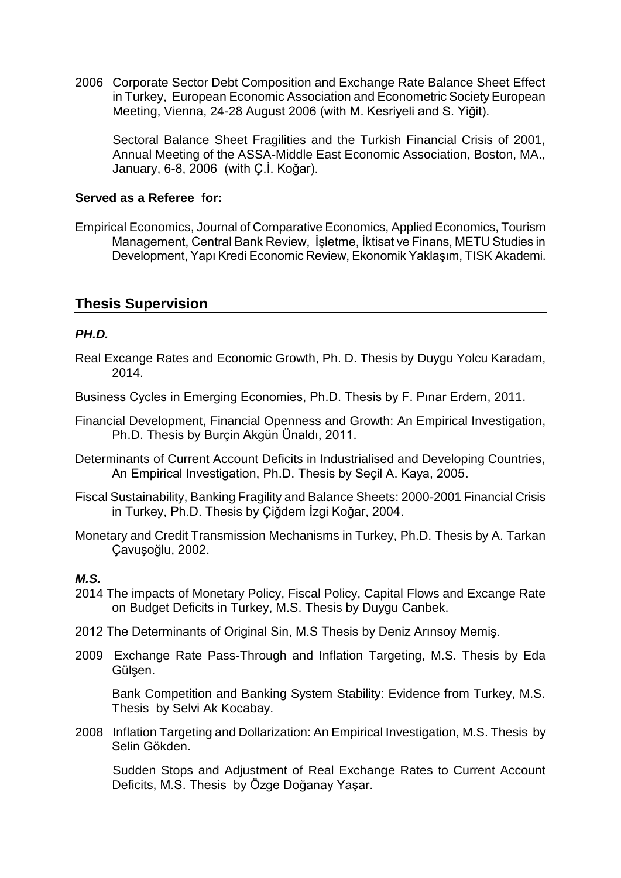2006 Corporate Sector Debt Composition and Exchange Rate Balance Sheet Effect in Turkey, European Economic Association and Econometric Society European Meeting, Vienna, 24-28 August 2006 (with M. Kesriyeli and S. Yiğit).

Sectoral Balance Sheet Fragilities and the Turkish Financial Crisis of 2001, Annual Meeting of the ASSA-Middle East Economic Association, Boston, MA., January, 6-8, 2006 (with Ç.İ. Koğar).

**Served as a Referee for:**

Empirical Economics, Journal of Comparative Economics, Applied Economics, Tourism Management, Central Bank Review, İşletme, İktisat ve Finans, METU Studies in Development, Yapı Kredi Economic Review, Ekonomik Yaklaşım, TISK Akademi.

## Thesis Supervision

***PH.D.***

Real Excange Rates and Economic Growth, Ph. D. Thesis by Duygu Yolcu Karadam, 2014.

Business Cycles in Emerging Economies, Ph.D. Thesis by F. Pınar Erdem, 2011.

Financial Development, Financial Openness and Growth: An Empirical Investigation, Ph.D. Thesis by Burçin Akgün Ünaldı, 2011.

Determinants of Current Account Deficits in Industrialised and Developing Countries, An Empirical Investigation, Ph.D. Thesis by Seçil A. Kaya, 2005.

Fiscal Sustainability, Banking Fragility and Balance Sheets: 2000-2001 Financial Crisis in Turkey, Ph.D. Thesis by Çiğdem İzgi Koğar, 2004.

Monetary and Credit Transmission Mechanisms in Turkey, Ph.D. Thesis by A. Tarkan Çavuşoğlu, 2002.

***M.S.***

2014 The impacts of Monetary Policy, Fiscal Policy, Capital Flows and Excange Rate on Budget Deficits in Turkey, M.S. Thesis by Duygu Canbek.

2012 The Determinants of Original Sin, M.S Thesis by Deniz Arınsoy Memiş.

2009 Exchange Rate Pass-Through and Inflation Targeting, M.S. Thesis by Eda Gülşen.

Bank Competition and Banking System Stability: Evidence from Turkey, M.S. Thesis by Selvi Ak Kocabay.

2008 Inflation Targeting and Dollarization: An Empirical Investigation, M.S. Thesis by Selin Gökden.

Sudden Stops and Adjustment of Real Exchange Rates to Current Account Deficits, M.S. Thesis by Özge Doğanay Yaşar.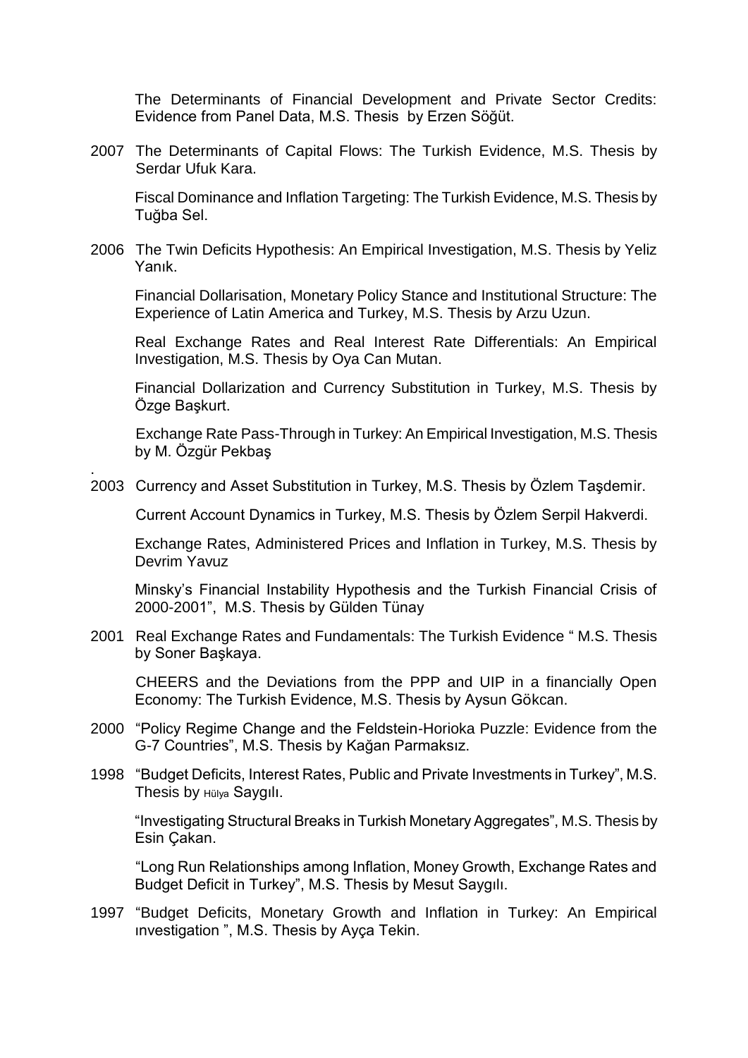The Determinants of Financial Development and Private Sector Credits: Evidence from Panel Data, M.S. Thesis by Erzen Söğüt.

2007 The Determinants of Capital Flows: The Turkish Evidence, M.S. Thesis by Serdar Ufuk Kara.

Fiscal Dominance and Inflation Targeting: The Turkish Evidence, M.S. Thesis by Tuğba Sel.

2006 The Twin Deficits Hypothesis: An Empirical Investigation, M.S. Thesis by Yeliz Yanık.

Financial Dollarisation, Monetary Policy Stance and Institutional Structure: The Experience of Latin America and Turkey, M.S. Thesis by Arzu Uzun.

Real Exchange Rates and Real Interest Rate Differentials: An Empirical Investigation, M.S. Thesis by Oya Can Mutan.

Financial Dollarization and Currency Substitution in Turkey, M.S. Thesis by Özge Başkurt.

Exchange Rate Pass-Through in Turkey: An Empirical Investigation, M.S. Thesis by M. Özgür Pekbaş

.

2003 Currency and Asset Substitution in Turkey, M.S. Thesis by Özlem Taşdemir.

Current Account Dynamics in Turkey, M.S. Thesis by Özlem Serpil Hakverdi.

Exchange Rates, Administered Prices and Inflation in Turkey, M.S. Thesis by Devrim Yavuz

Minsky's Financial Instability Hypothesis and the Turkish Financial Crisis of 2000-2001", M.S. Thesis by Gülden Tünay

2001 Real Exchange Rates and Fundamentals: The Turkish Evidence " M.S. Thesis by Soner Başkaya.

CHEERS and the Deviations from the PPP and UIP in a financially Open Economy: The Turkish Evidence, M.S. Thesis by Aysun Gökcan.

2000 "Policy Regime Change and the Feldstein-Horioka Puzzle: Evidence from the G-7 Countries", M.S. Thesis by Kağan Parmaksız.

1998 "Budget Deficits, Interest Rates, Public and Private Investments in Turkey", M.S. Thesis by Hülya Saygılı.

"Investigating Structural Breaks in Turkish Monetary Aggregates", M.S. Thesis by Esin Çakan.

"Long Run Relationships among Inflation, Money Growth, Exchange Rates and Budget Deficit in Turkey", M.S. Thesis by Mesut Saygılı.

1997 "Budget Deficits, Monetary Growth and Inflation in Turkey: An Empirical ınvestigation ", M.S. Thesis by Ayça Tekin.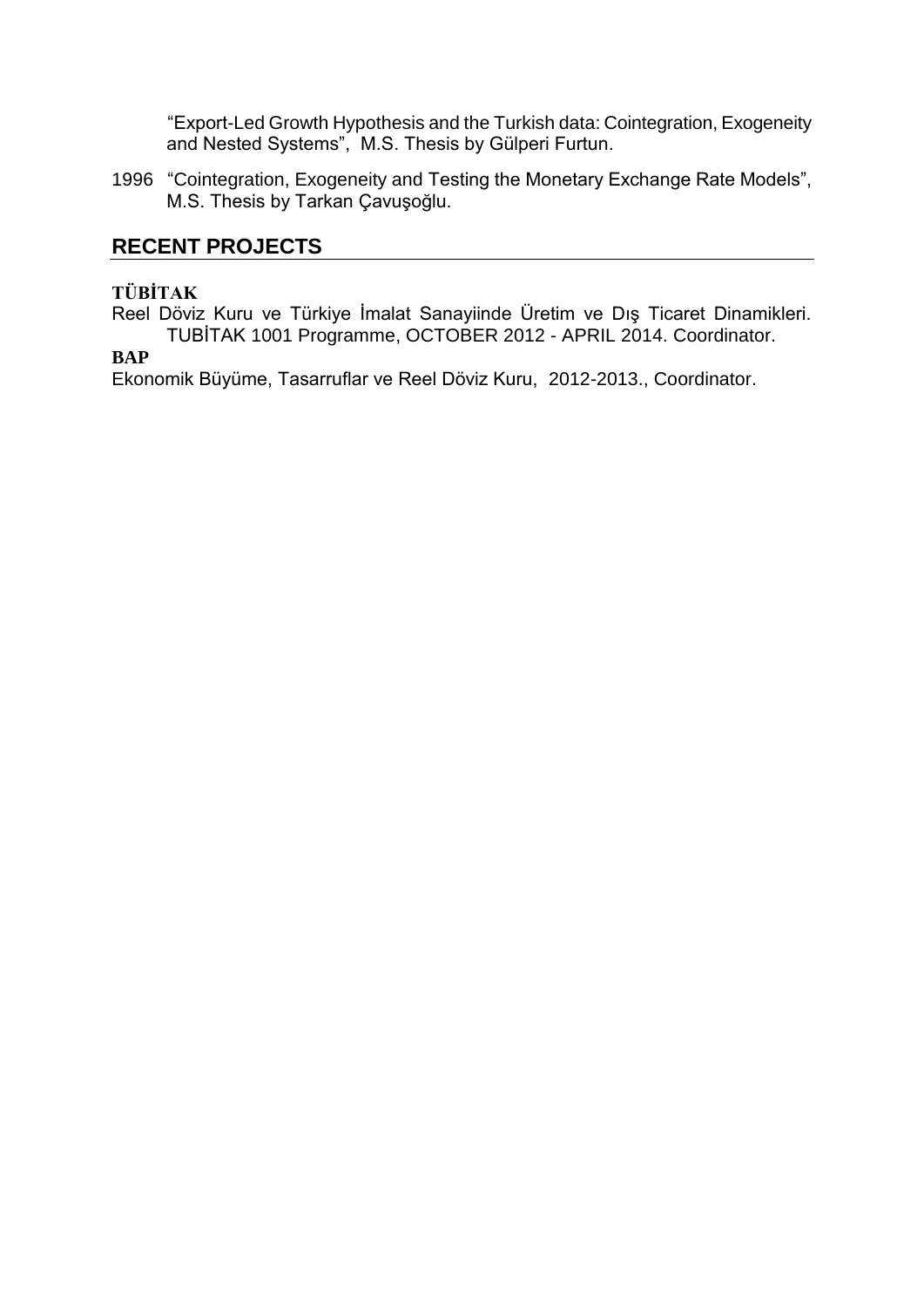"Export-Led Growth Hypothesis and the Turkish data: Cointegration, Exogeneity and Nested Systems", M.S. Thesis by Gülperi Furtun.

1996 "Cointegration, Exogeneity and Testing the Monetary Exchange Rate Models", M.S. Thesis by Tarkan Çavuşoğlu.

## RECENT PROJECTS

**TÜBİTAK**

Reel Döviz Kuru ve Türkiye İmalat Sanayiinde Üretim ve Dış Ticaret Dinamikleri. TUBİTAK 1001 Programme, OCTOBER 2012 - APRIL 2014. Coordinator.

**BAP**

Ekonomik Büyüme, Tasarruflar ve Reel Döviz Kuru, 2012-2013., Coordinator.